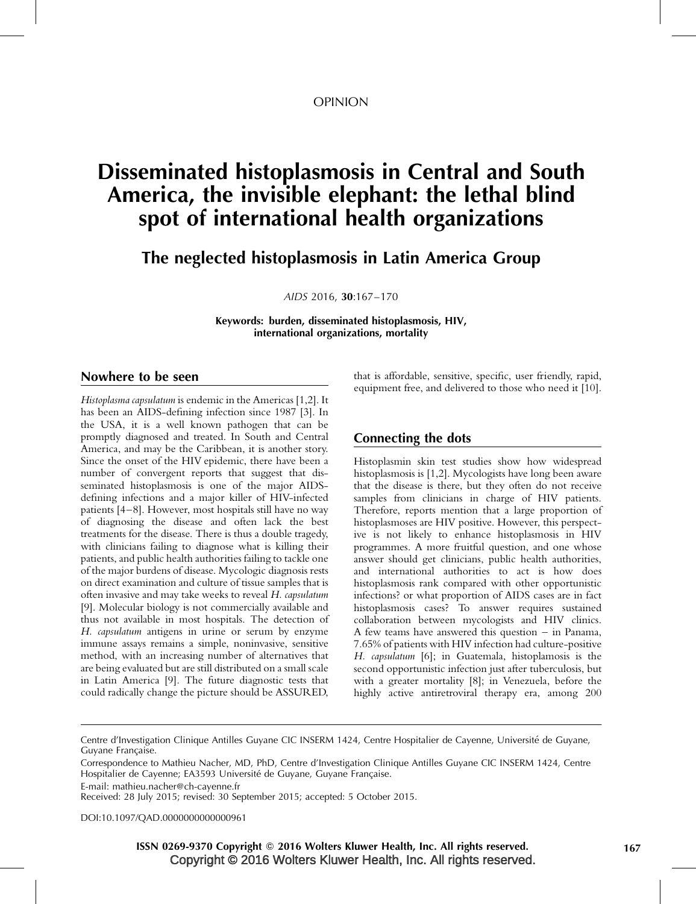OPINION

# Disseminated histoplasmosis in Central and South America, the invisible elephant: the lethal blind spot of international health organizations

## The neglected histoplasmosis in Latin America Group

**Keywords:** burden, disseminated histoplasmosis, HIV, international organizations, mortality

## Nowhere to be seen

*Histoplasma capsulatum* is endemic in the Americas [1,2]. It has been an AIDS-defining infection since 1987 [3]. In the USA, it is a well known pathogen that can be promptly diagnosed and treated. In South and Central America, and may be the Caribbean, it is another story. Since the onset of the HIV epidemic, there have been a number of convergent reports that suggest that disseminated histoplasmosis is one of the major AIDS-defining infections and a major killer of HIV-infected patients [4–8]. However, most hospitals still have no way of diagnosing the disease and often lack the best treatments for the disease. There is thus a double tragedy, with clinicians failing to diagnose what is killing their patients, and public health authorities failing to tackle one of the major burdens of disease. Mycologic diagnosis rests on direct examination and culture of tissue samples that is often invasive and may take weeks to reveal *H. capsulatum* [9]. Molecular biology is not commercially available and thus not available in most hospitals. The detection of *H. capsulatum* antigens in urine or serum by enzyme immune assays remains a simple, noninvasive, sensitive method, with an increasing number of alternatives that are being evaluated but are still distributed on a small scale in Latin America [9]. The future diagnostic tests that could radically change the picture should be ASSURED, that is affordable, sensitive, specific, user friendly, rapid, equipment free, and delivered to those who need it [10].

## Connecting the dots

Histoplasmin skin test studies show how widespread histoplasmosis is [1,2]. Mycologists have long been aware that the disease is there, but they often do not receive samples from clinicians in charge of HIV patients. Therefore, reports mention that a large proportion of histoplasmoses are HIV positive. However, this perspective is not likely to enhance histoplasmosis in HIV programmes. A more fruitful question, and one whose answer should get clinicians, public health authorities, and international authorities to act is how does histoplasmosis rank compared with other opportunistic infections? or what proportion of AIDS cases are in fact histoplasmosis cases? To answer requires sustained collaboration between mycologists and HIV clinics. A few teams have answered this question – in Panama, 7.65% of patients with HIV infection had culture-positive *H. capsulatum* [6]; in Guatemala, histoplamosis is the second opportunistic infection just after tuberculosis, but with a greater mortality [8]; in Venezuela, before the highly active antiretroviral therapy era, among 200

Centre d'Investigation Clinique Antilles Guyane CIC INSERM 1424, Centre Hospitalier de Cayenne, Université de Guyane, Guyane Française.

Correspondence to Mathieu Nacher, MD, PhD, Centre d'Investigation Clinique Antilles Guyane CIC INSERM 1424, Centre Hospitalier de Cayenne; EA3593 Université de Guyane, Guyane Française.

E-mail: mathieu.nacher@ch-cayenne.fr

Received: 28 July 2015; revised: 30 September 2015; accepted: 5 October 2015.

DOI:10.1097/QAD.0000000000000961

ISSN 0269-9370 Copyright © 2016 Wolters Kluwer Health, Inc. All rights reserved.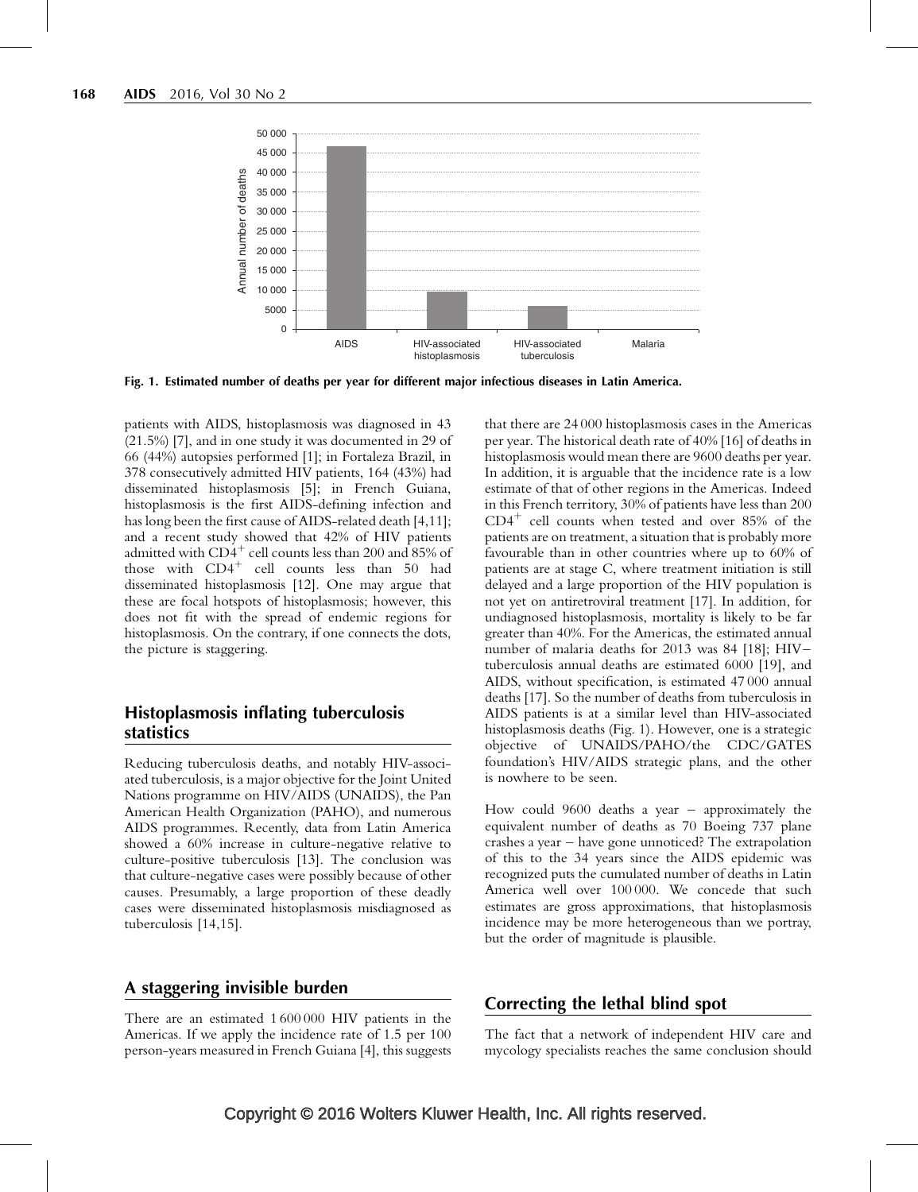Fig. 1. Estimated number of deaths per year for different major infectious diseases in Latin America.

patients with AIDS, histoplasmosis was diagnosed in 43 (21.5%) [7], and in one study it was documented in 29 of 66 (44%) autopsies performed [1]; in Fortaleza Brazil, in 378 consecutively admitted HIV patients, 164 (43%) had disseminated histoplasmosis [5]; in French Guiana, histoplasmosis is the first AIDS-defining infection and has long been the first cause of AIDS-related death [4,11]; and a recent study showed that 42% of HIV patients admitted with $CD4^{+}$ cell counts less than 200 and 85% of those with $CD4^{+}$ cell counts less than 50 had disseminated histoplasmosis [12]. One may argue that these are focal hotspots of histoplasmosis; however, this does not fit with the spread of endemic regions for histoplasmosis. On the contrary, if one connects the dots, the picture is staggering.

## Histoplasmosis inflating tuberculosis statistics

Reducing tuberculosis deaths, and notably HIV-associated tuberculosis, is a major objective for the Joint United Nations programme on HIV/AIDS (UNAIDS), the Pan American Health Organization (PAHO), and numerous AIDS programmes. Recently, data from Latin America showed a 60% increase in culture-negative relative to culture-positive tuberculosis [13]. The conclusion was that culture-negative cases were possibly because of other causes. Presumably, a large proportion of these deadly cases were disseminated histoplasmosis misdiagnosed as tuberculosis [14,15].

## A staggering invisible burden

There are an estimated 1 600 000 HIV patients in the Americas. If we apply the incidence rate of 1.5 per 100 person-years measured in French Guiana [4], this suggests that there are 24 000 histoplasmosis cases in the Americas per year. The historical death rate of 40% [16] of deaths in histoplasmosis would mean there are 9600 deaths per year. In addition, it is arguable that the incidence rate is a low estimate of that of other regions in the Americas. Indeed in this French territory, 30% of patients have less than 200 $CD4^{+}$ cell counts when tested and over 85% of the patients are on treatment, a situation that is probably more favourable than in other countries where up to 60% of patients are at stage C, where treatment initiation is still delayed and a large proportion of the HIV population is not yet on antiretroviral treatment [17]. In addition, for undiagnosed histoplasmosis, mortality is likely to be far greater than 40%. For the Americas, the estimated annual number of malaria deaths for 2013 was 84 [18]; HIV–tuberculosis annual deaths are estimated 6000 [19], and AIDS, without specification, is estimated 47 000 annual deaths [17]. So the number of deaths from tuberculosis in AIDS patients is at a similar level than HIV-associated histoplasmosis deaths (Fig. 1). However, one is a strategic objective of UNAIDS/PAHO/the CDC/GATES foundation's HIV/AIDS strategic plans, and the other is nowhere to be seen.

How could 9600 deaths a year – approximately the equivalent number of deaths as 70 Boeing 737 plane crashes a year – have gone unnoticed? The extrapolation of this to the 34 years since the AIDS epidemic was recognized puts the cumulated number of deaths in Latin America well over 100 000. We concede that such estimates are gross approximations, that histoplasmosis incidence may be more heterogeneous than we portray, but the order of magnitude is plausible.

## Correcting the lethal blind spot

The fact that a network of independent HIV care and mycology specialists reaches the same conclusion should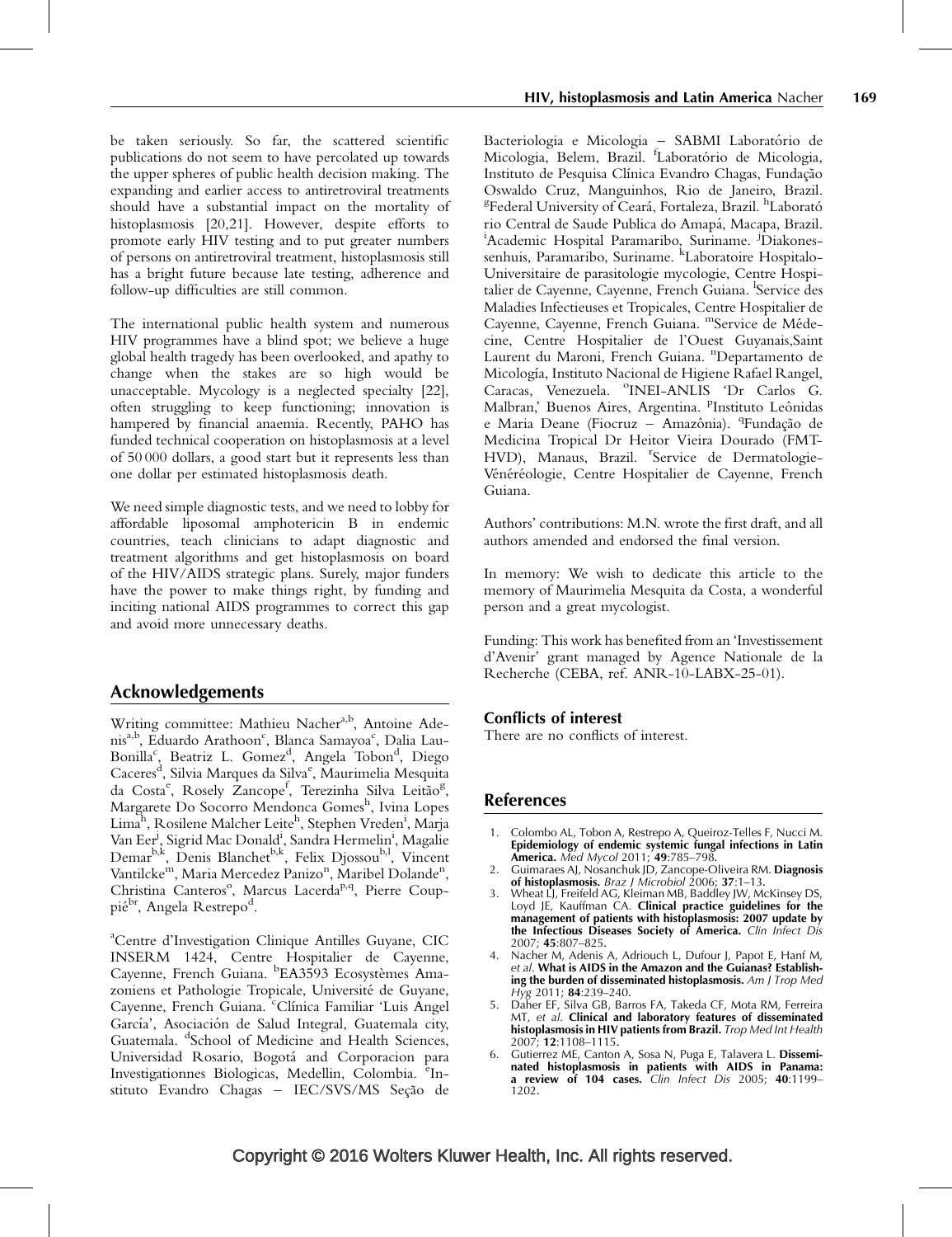be taken seriously. So far, the scattered scientific publications do not seem to have percolated up towards the upper spheres of public health decision making. The expanding and earlier access to antiretroviral treatments should have a substantial impact on the mortality of histoplasmosis [20,21]. However, despite efforts to promote early HIV testing and to put greater numbers of persons on antiretroviral treatment, histoplasmosis still has a bright future because late testing, adherence and follow-up difficulties are still common.

The international public health system and numerous HIV programmes have a blind spot; we believe a huge global health tragedy has been overlooked, and apathy to change when the stakes are so high would be unacceptable. Mycology is a neglected specialty [22], often struggling to keep functioning; innovation is hampered by financial anaemia. Recently, PAHO has funded technical cooperation on histoplasmosis at a level of 50 000 dollars, a good start but it represents less than one dollar per estimated histoplasmosis death.

We need simple diagnostic tests, and we need to lobby for affordable liposomal amphotericin B in endemic countries, teach clinicians to adapt diagnostic and treatment algorithms and get histoplasmosis on board of the HIV/AIDS strategic plans. Surely, major funders have the power to make things right, by funding and inciting national AIDS programmes to correct this gap and avoid more unnecessary deaths.

## Acknowledgements

Writing committee: Mathieu Nacher[a,b], Antoine Adenis[a,b], Eduardo Arathoon[c], Blanca Samayoa[c], Dalia Lau-Bonilla[c], Beatriz L. Gomez[d], Angela Tobon[d], Diego Caceres[d], Silvia Marques da Silva[e], Maurimelia Mesquita da Costa[e], Rosely Zancope[f], Terezinha Silva Leitão[g], Margarete Do Socorro Mendonca Gomes[h], Ivina Lopes Lima[h], Rosilene Malcher Leite[h], Stephen Vreden[i], Marja Van Eer[j], Sigrid Mac Donald[i], Sandra Hermelin[i], Magalie Demar[b,k], Denis Blanchet[b,k], Felix Djossou[b,l], Vincent Vantilcke[m], Maria Mercedez Panizo[n], Maribel Dolande[n], Christina Canteros[o], Marcus Lacerda[p,q], Pierre Couppié[br], Angela Restrepo[d].

[a]Centre d'Investigation Clinique Antilles Guyane, CIC INSERM 1424, Centre Hospitalier de Cayenne, Cayenne, French Guiana. [b]EA3593 Ecosystèmes Amazoniens et Pathologie Tropicale, Université de Guyane, Cayenne, French Guiana. [c]Clínica Familiar 'Luis Angel García', Asociación de Salud Integral, Guatemala city, Guatemala. [d]School of Medicine and Health Sciences, Universidad Rosario, Bogotá and Corporacion para Investigationnes Biologicas, Medellin, Colombia. [e]Instituto Evandro Chagas – IEC/SVS/MS Seção de Bacteriologia e Micologia – SABMI Laboratório de Micologia, Belem, Brazil. [f]Laboratório de Micologia, Instituto de Pesquisa Clínica Evandro Chagas, Fundação Oswaldo Cruz, Manguinhos, Rio de Janeiro, Brazil. [g]Federal University of Ceará, Fortaleza, Brazil. [h]Laborató rio Central de Saude Publica do Amapá, Macapa, Brazil. [i]Academic Hospital Paramaribo, Suriname. [j]Diakonessenhuis, Paramaribo, Suriname. [k]Laboratoire Hospitalo-Universitaire de parasitologie mycologie, Centre Hospitalier de Cayenne, Cayenne, French Guiana. [l]Service des Maladies Infectieuses et Tropicales, Centre Hospitalier de Cayenne, Cayenne, French Guiana. [m]Service de Médecine, Centre Hospitalier de l'Ouest Guyanais,Saint Laurent du Maroni, French Guiana. [n]Departamento de Micología, Instituto Nacional de Higiene Rafael Rangel, Caracas, Venezuela. [o]INEI-ANLIS 'Dr Carlos G. Malbran,' Buenos Aires, Argentina. [p]Instituto Leônidas e Maria Deane (Fiocruz – Amazônia). [q]Fundação de Medicina Tropical Dr Heitor Vieira Dourado (FMT-HVD), Manaus, Brazil. [r]Service de Dermatologie-Vénéréologie, Centre Hospitalier de Cayenne, French Guiana.

Authors' contributions: M.N. wrote the first draft, and all authors amended and endorsed the final version.

In memory: We wish to dedicate this article to the memory of Maurimelia Mesquita da Costa, a wonderful person and a great mycologist.

Funding: This work has benefited from an 'Investissement d'Avenir' grant managed by Agence Nationale de la Recherche (CEBA, ref. ANR-10-LABX-25-01).

### Conflicts of interest

There are no conflicts of interest.

## References

1. Colombo AL, Tobon A, Restrepo A, Queiroz-Telles F, Nucci M. **Epidemiology of endemic systemic fungal infections in Latin America.** *Med Mycol* 2011; **49**:785–798.
2. Guimaraes AJ, Nosanchuk JD, Zancope-Oliveira RM. **Diagnosis of histoplasmosis.** *Braz J Microbiol* 2006; **37**:1–13.
3. Wheat LJ, Freifeld AG, Kleiman MB, Baddley JW, McKinsey DS, Loyd JE, Kauffman CA. **Clinical practice guidelines for the management of patients with histoplasmosis: 2007 update by the Infectious Diseases Society of America.** *Clin Infect Dis* 2007; **45**:807–825.
4. Nacher M, Adenis A, Adriouch L, Dufour J, Papot E, Hanf M, *et al*. **What is AIDS in the Amazon and the Guianas? Establishing the burden of disseminated histoplasmosis.** *Am J Trop Med Hyg* 2011; **84**:239–240.
5. Daher EF, Silva GB, Barros FA, Takeda CF, Mota RM, Ferreira MT, *et al*. **Clinical and laboratory features of disseminated histoplasmosis in HIV patients from Brazil.** *Trop Med Int Health* 2007; **12**:1108–1115.
6. Gutierrez ME, Canton A, Sosa N, Puga E, Talavera L. **Disseminated histoplasmosis in patients with AIDS in Panama: a review of 104 cases.** *Clin Infect Dis* 2005; **40**:1199–1202.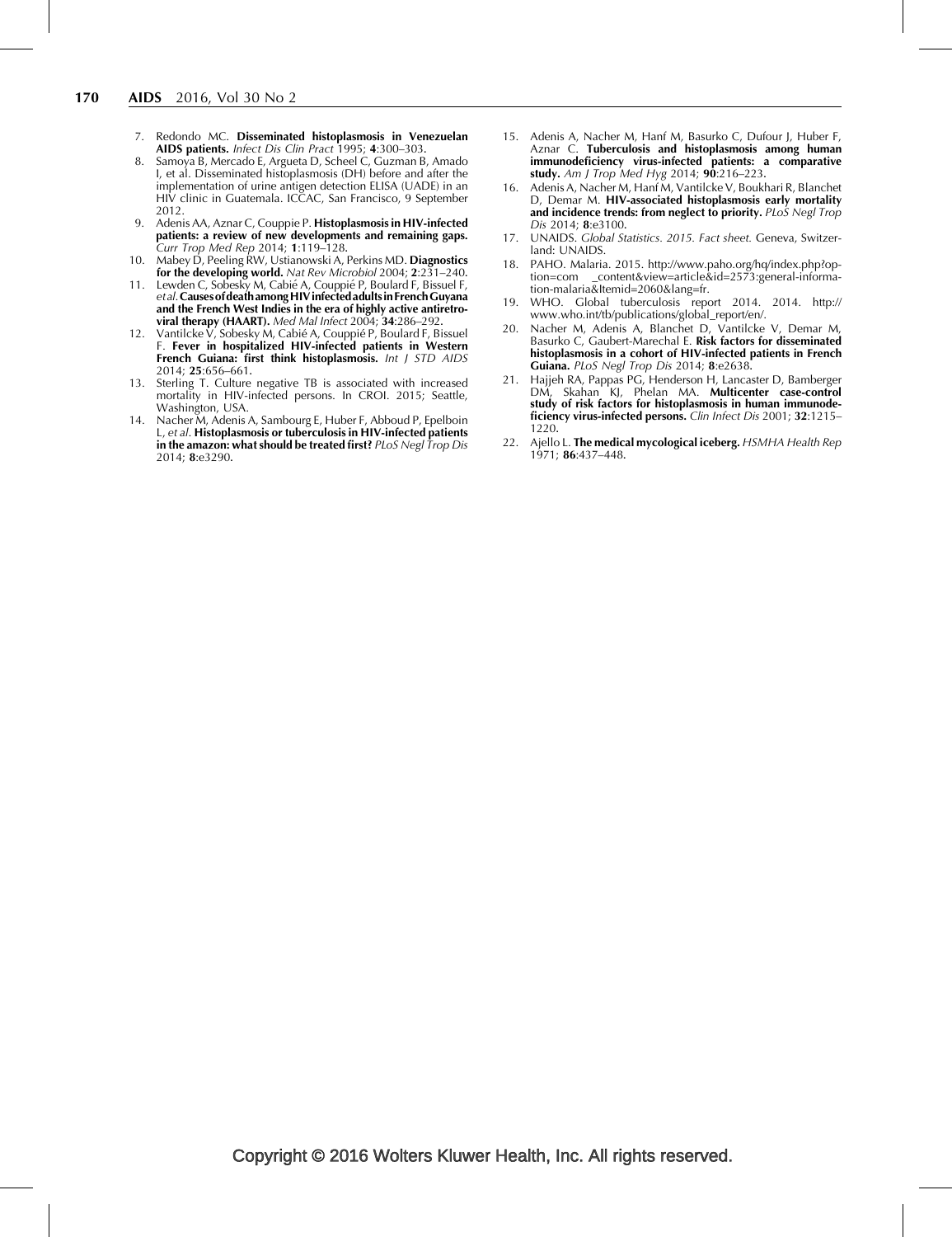7. Redondo MC. **Disseminated histoplasmosis in Venezuelan AIDS patients.** *Infect Dis Clin Pract* 1995; **4**:300–303.
8. Samoya B, Mercado E, Argueta D, Scheel C, Guzman B, Amado I, et al. Disseminated histoplasmosis (DH) before and after the implementation of urine antigen detection ELISA (UADE) in an HIV clinic in Guatemala. ICCAC, San Francisco, 9 September 2012.
9. Adenis AA, Aznar C, Couppie P. **Histoplasmosis in HIV-infected patients: a review of new developments and remaining gaps.** *Curr Trop Med Rep* 2014; **1**:119–128.
10. Mabey D, Peeling RW, Ustianowski A, Perkins MD. **Diagnostics for the developing world.** *Nat Rev Microbiol* 2004; **2**:231–240.
11. Lewden C, Sobesky M, Cabié A, Couppié P, Boulard F, Bissuel F, *et al.* **Causes of death among HIV infected adults in French Guyana and the French West Indies in the era of highly active antiretroviral therapy (HAART).** *Med Mal Infect* 2004; **34**:286–292.
12. Vantilcke V, Sobesky M, Cabié A, Couppié P, Boulard F, Bissuel F. **Fever in hospitalized HIV-infected patients in Western French Guiana: first think histoplasmosis.** *Int J STD AIDS* 2014; **25**:656–661.
13. Sterling T. Culture negative TB is associated with increased mortality in HIV-infected persons. In CROI. 2015; Seattle, Washington, USA.
14. Nacher M, Adenis A, Sambourg E, Huber F, Abboud P, Epelboin L, *et al.* **Histoplasmosis or tuberculosis in HIV-infected patients in the amazon: what should be treated first?** *PLoS Negl Trop Dis* 2014; **8**:e3290.
15. Adenis A, Nacher M, Hanf M, Basurko C, Dufour J, Huber F, Aznar C. **Tuberculosis and histoplasmosis among human immunodeficiency virus-infected patients: a comparative study.** *Am J Trop Med Hyg* 2014; **90**:216–223.
16. Adenis A, Nacher M, Hanf M, Vantilcke V, Boukhari R, Blanchet D, Demar M. **HIV-associated histoplasmosis early mortality and incidence trends: from neglect to priority.** *PLoS Negl Trop Dis* 2014; **8**:e3100.
17. UNAIDS. *Global Statistics. 2015. Fact sheet.* Geneva, Switzerland: UNAIDS.
18. PAHO. Malaria. 2015. http://www.paho.org/hq/index.php?option=com_content&view=article&id=2573:general-information-malaria&Itemid=2060&lang=fr.
19. WHO. Global tuberculosis report 2014. 2014. http://www.who.int/tb/publications/global_report/en/.
20. Nacher M, Adenis A, Blanchet D, Vantilcke V, Demar M, Basurko C, Gaubert-Marechal E. **Risk factors for disseminated histoplasmosis in a cohort of HIV-infected patients in French Guiana.** *PLoS Negl Trop Dis* 2014; **8**:e2638.
21. Hajjeh RA, Pappas PG, Henderson H, Lancaster D, Bamberger DM, Skahan KJ, Phelan MA. **Multicenter case-control study of risk factors for histoplasmosis in human immunodeficiency virus-infected persons.** *Clin Infect Dis* 2001; **32**:1215–1220.
22. Ajello L. **The medical mycological iceberg.** *HSMHA Health Rep* 1971; **86**:437–448.